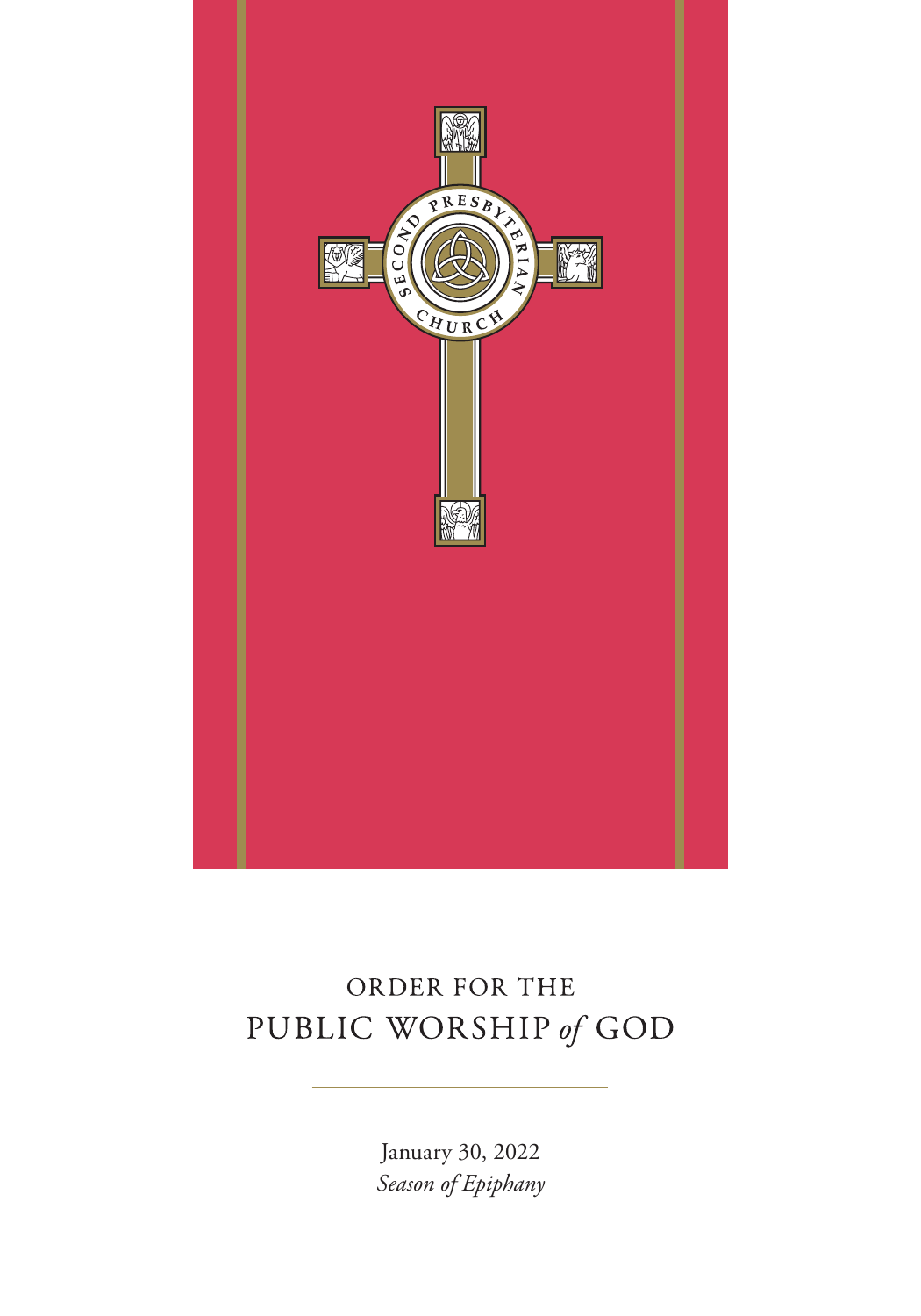SECOND PRESBYTERIAN CHURCH

# ORDER FOR THE PUBLIC WORSHIP *of* GOD

January 30, 2022

*Season of Epiphany*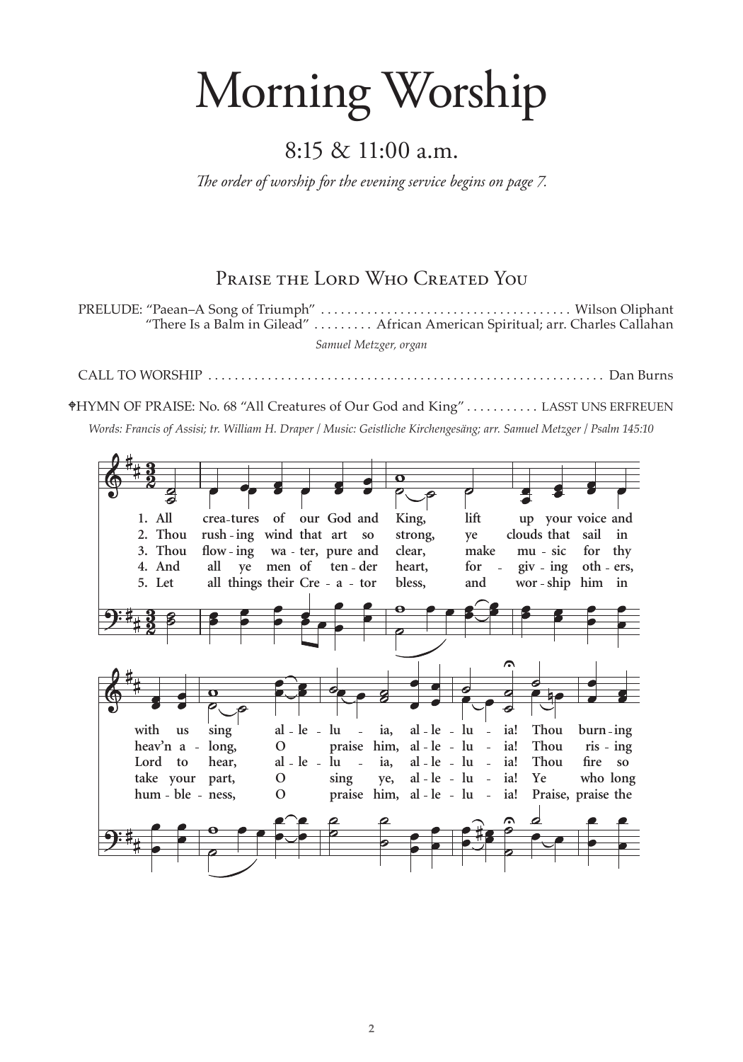# Morning Worship

## 8:15 & 11:00 a.m.

*The order of worship for the evening service begins on page 7.*

### Praise the Lord Who Created You

PRELUDE: "Paean–A Song of Triumph" . . . . . . . . . . . . . . . . . . . . . . . . . . . . . . . . . . . . . Wilson Oliphant
"There Is a Balm in Gilead" . . . . . . . . . African American Spiritual; arr. Charles Callahan

*Samuel Metzger, organ*

CALL TO WORSHIP . . . . . . . . . . . . . . . . . . . . . . . . . . . . . . . . . . . . . . . . . . . . . . . . . . . . . . . . . . . Dan Burns

✝HYMN OF PRAISE: No. 68 "All Creatures of Our God and King" . . . . . . . . . . . LASST UNS ERFREUEN

*Words: Francis of Assisi; tr. William H. Draper / Music: Geistliche Kirchengesäng; arr. Samuel Metzger / Psalm 145:10*

1. All creatures of our God and King, lift up your voice and with us sing alleluia, alleluia! Thou burning
2. Thou rushing wind that art so strong, ye clouds that sail in heav'n along, O praise him, alleluia! Thou rising
3. Thou flowing water, pure and clear, make music for thy Lord to hear, alleluia, alleluia! Thou fire so
4. And all ye men of tender heart, forgiving others, take your part, O sing ye, alleluia! Ye who long
5. Let all things their Creator bless, and worship him in humbleness, O praise him, alleluia! Praise, praise the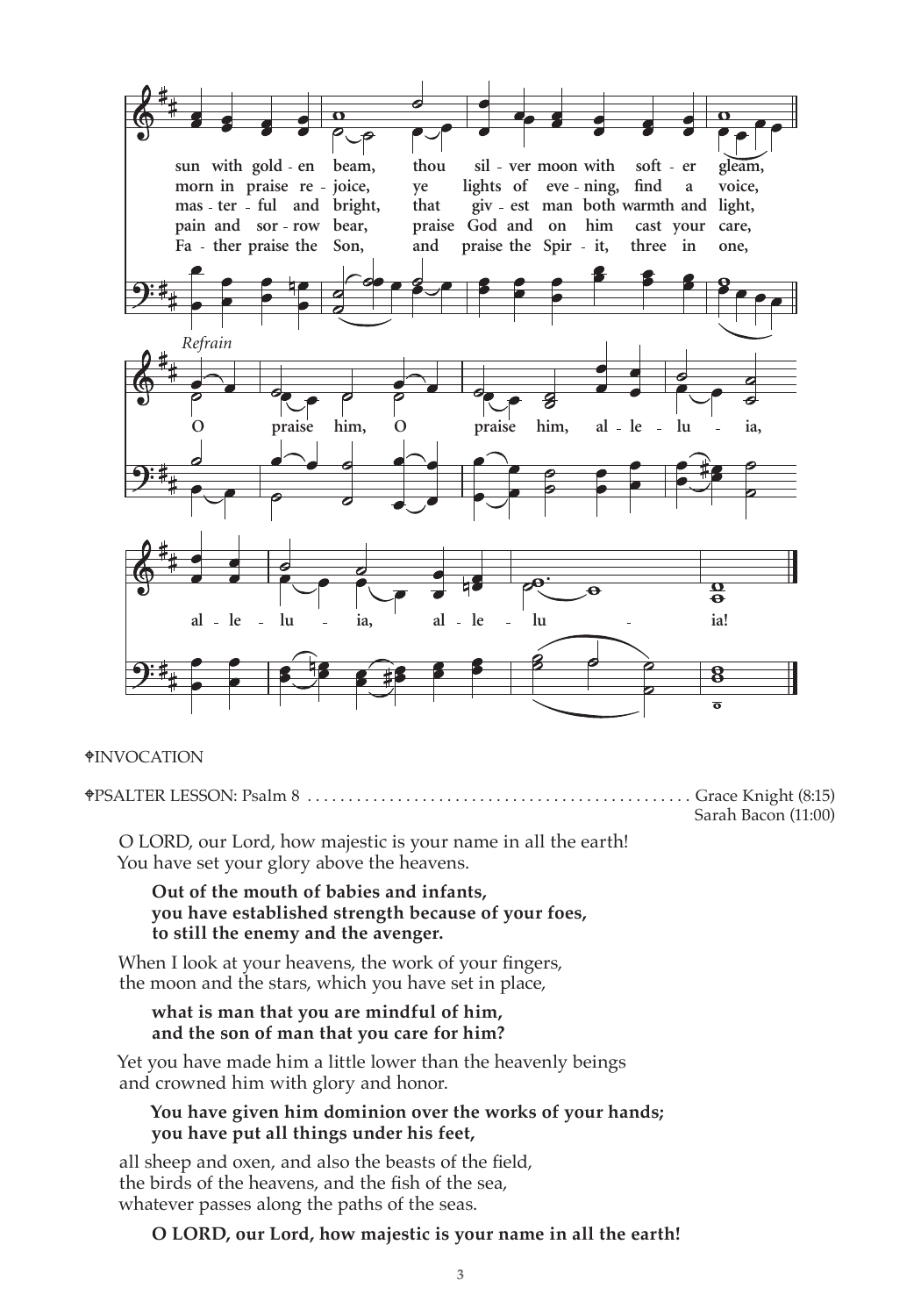sun with golden beam, thou silver moon with softer gleam,
morn in praise rejoice, ye lights of evening, find a voice,
masterful and bright, that givest man both warmth and light,
pain and sorrow bear, praise God and on him cast your care,
Father praise the Son, and praise the Spirit, three in one,

*Refrain*

O praise him, O praise him, alleluia, alleluia, alleluia!

✠INVOCATION

✠PSALTER LESSON: Psalm 8 . . . . . . . . . . . . . . . . . . . . . . . . . . . . . . . . . . . . . . . . . . . . . . . Grace Knight (8:15)
Sarah Bacon (11:00)

O LORD, our Lord, how majestic is your name in all the earth!
You have set your glory above the heavens.

**Out of the mouth of babies and infants,**
**you have established strength because of your foes,**
**to still the enemy and the avenger.**

When I look at your heavens, the work of your fingers,
the moon and the stars, which you have set in place,

**what is man that you are mindful of him,**
**and the son of man that you care for him?**

Yet you have made him a little lower than the heavenly beings
and crowned him with glory and honor.

**You have given him dominion over the works of your hands;**
**you have put all things under his feet,**

all sheep and oxen, and also the beasts of the field,
the birds of the heavens, and the fish of the sea,
whatever passes along the paths of the seas.

**O LORD, our Lord, how majestic is your name in all the earth!**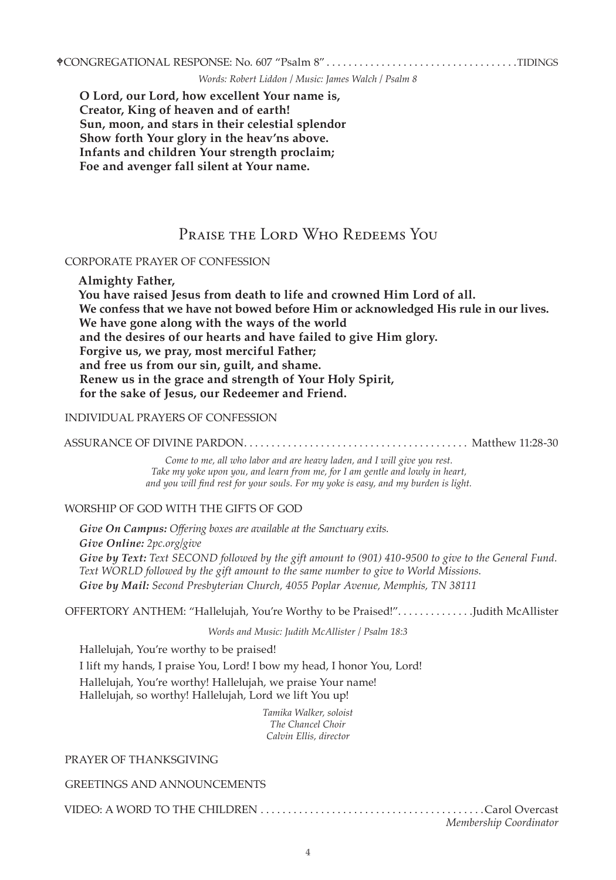✟CONGREGATIONAL RESPONSE: No. 607 "Psalm 8" . . . . . . . . . . . . . . . . . . . . . . . . . . . . . . . . . . TIDINGS

*Words: Robert Liddon | Music: James Walch | Psalm 8*

**O Lord, our Lord, how excellent Your name is,**
**Creator, King of heaven and of earth!**
**Sun, moon, and stars in their celestial splendor**
**Show forth Your glory in the heav'ns above.**
**Infants and children Your strength proclaim;**
**Foe and avenger fall silent at Your name.**

## Praise the Lord Who Redeems You

CORPORATE PRAYER OF CONFESSION

**Almighty Father,**
**You have raised Jesus from death to life and crowned Him Lord of all.**
**We confess that we have not bowed before Him or acknowledged His rule in our lives.**
**We have gone along with the ways of the world**
**and the desires of our hearts and have failed to give Him glory.**
**Forgive us, we pray, most merciful Father;**
**and free us from our sin, guilt, and shame.**
**Renew us in the grace and strength of Your Holy Spirit,**
**for the sake of Jesus, our Redeemer and Friend.**

INDIVIDUAL PRAYERS OF CONFESSION

ASSURANCE OF DIVINE PARDON . . . . . . . . . . . . . . . . . . . . . . . . . . . . . . . . . . . . . . . . Matthew 11:28-30

*Come to me, all who labor and are heavy laden, and I will give you rest.*
*Take my yoke upon you, and learn from me, for I am gentle and lowly in heart,*
*and you will find rest for your souls. For my yoke is easy, and my burden is light.*

WORSHIP OF GOD WITH THE GIFTS OF GOD

***Give On Campus:*** *Offering boxes are available at the Sanctuary exits.*
***Give Online:*** *2pc.org/give*
***Give by Text:*** *Text SECOND followed by the gift amount to (901) 410-9500 to give to the General Fund. Text WORLD followed by the gift amount to the same number to give to World Missions.*
***Give by Mail:*** *Second Presbyterian Church, 4055 Poplar Avenue, Memphis, TN 38111*

OFFERTORY ANTHEM: "Hallelujah, You're Worthy to be Praised!" . . . . . . . . . . . . . Judith McAllister

*Words and Music: Judith McAllister | Psalm 18:3*

Hallelujah, You're worthy to be praised!
I lift my hands, I praise You, Lord! I bow my head, I honor You, Lord!
Hallelujah, You're worthy! Hallelujah, we praise Your name!
Hallelujah, so worthy! Hallelujah, Lord we lift You up!

*Tamika Walker, soloist*
*The Chancel Choir*
*Calvin Ellis, director*

PRAYER OF THANKSGIVING

GREETINGS AND ANNOUNCEMENTS

VIDEO: A WORD TO THE CHILDREN . . . . . . . . . . . . . . . . . . . . . . . . . . . . . . . . . . . . . . . . Carol Overcast
*Membership Coordinator*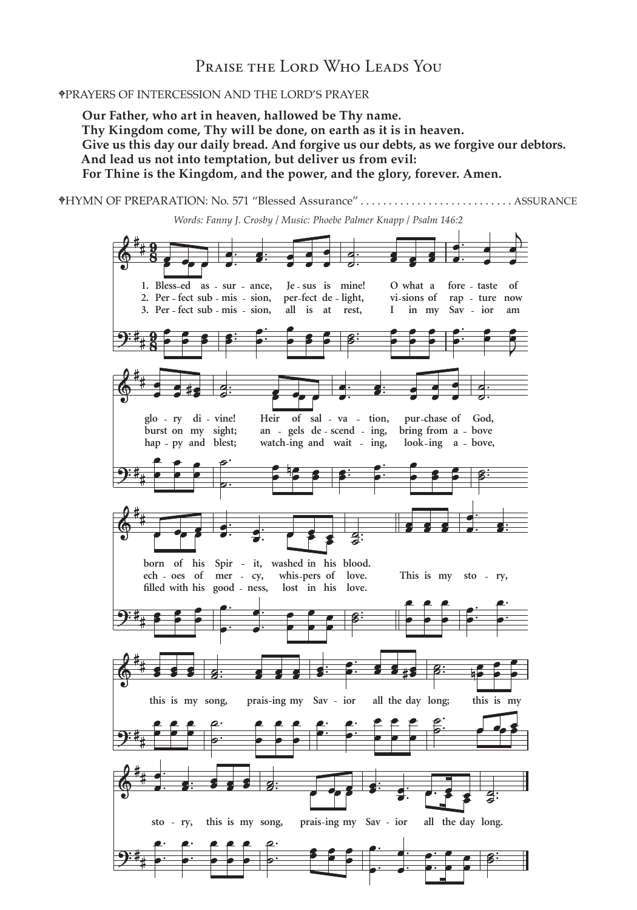# Praise the Lord Who Leads You

✠PRAYERS OF INTERCESSION AND THE LORD'S PRAYER

**Our Father, who art in heaven, hallowed be Thy name.**
**Thy Kingdom come, Thy will be done, on earth as it is in heaven.**
**Give us this day our daily bread. And forgive us our debts, as we forgive our debtors.**
**And lead us not into temptation, but deliver us from evil:**
**For Thine is the Kingdom, and the power, and the glory, forever. Amen.**

✠HYMN OF PREPARATION: No. 571 "Blessed Assurance" .......................... ASSURANCE

*Words: Fanny J. Crosby / Music: Phoebe Palmer Knapp / Psalm 146:2*

1. Blessed assurance, Jesus is mine! O what a foretaste of glory divine! Heir of salvation, purchase of God, born of his Spirit, washed in his blood.

2. Perfect submission, perfect delight, visions of rapture now burst on my sight; angels descending, bring from above echoes of mercy, whispers of love.

3. Perfect submission, all is at rest, I in my Savior am happy and blest; watching and waiting, looking above, filled with his goodness, lost in his love.

Refrain: This is my story, this is my song, praising my Savior all the day long; this is my story, this is my song, praising my Savior all the day long.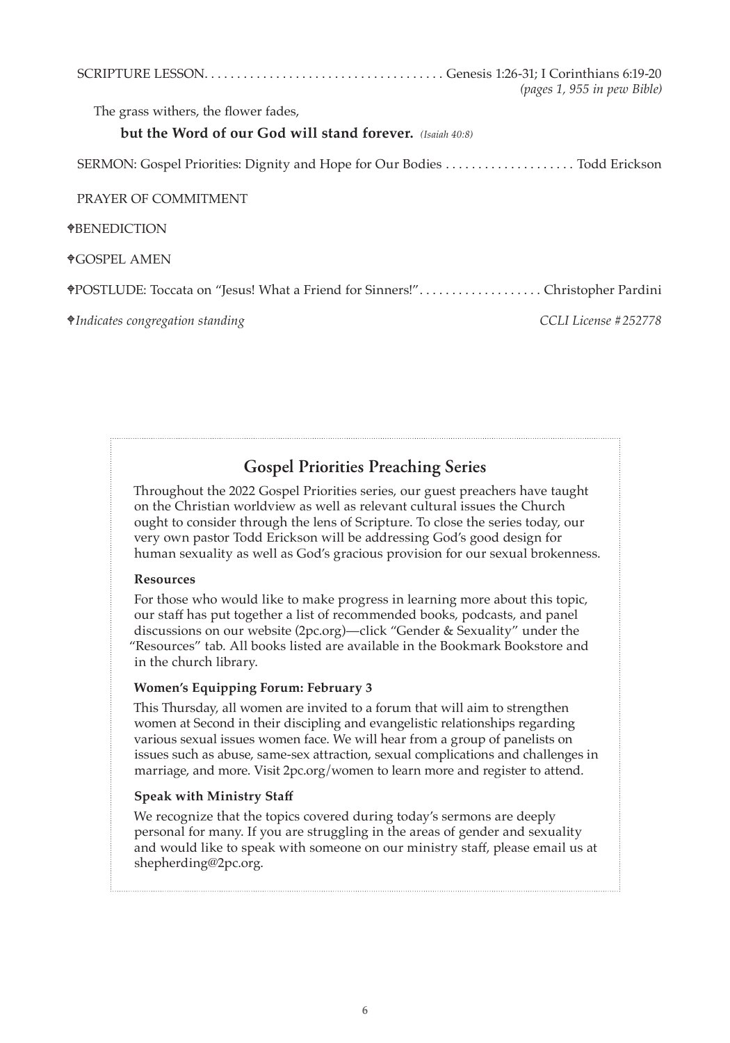SCRIPTURE LESSON. . . . . . . . . . . . . . . . . . . . . . . . . . . . . . . . . . . . Genesis 1:26-31; I Corinthians 6:19-20
*(pages 1, 955 in pew Bible)*

The grass withers, the flower fades,

**but the Word of our God will stand forever.** *(Isaiah 40:8)*

SERMON: Gospel Priorities: Dignity and Hope for Our Bodies . . . . . . . . . . . . . . . . . . . . Todd Erickson

PRAYER OF COMMITMENT

✟BENEDICTION

✟GOSPEL AMEN

✟POSTLUDE: Toccata on "Jesus! What a Friend for Sinners!". . . . . . . . . . . . . . . . . . . Christopher Pardini

✟*Indicates congregation standing* *CCLI License #252778*

## Gospel Priorities Preaching Series

Throughout the 2022 Gospel Priorities series, our guest preachers have taught on the Christian worldview as well as relevant cultural issues the Church ought to consider through the lens of Scripture. To close the series today, our very own pastor Todd Erickson will be addressing God's good design for human sexuality as well as God's gracious provision for our sexual brokenness.

**Resources**

For those who would like to make progress in learning more about this topic, our staff has put together a list of recommended books, podcasts, and panel discussions on our website (2pc.org)—click "Gender & Sexuality" under the "Resources" tab. All books listed are available in the Bookmark Bookstore and in the church library.

**Women's Equipping Forum: February 3**

This Thursday, all women are invited to a forum that will aim to strengthen women at Second in their discipling and evangelistic relationships regarding various sexual issues women face. We will hear from a group of panelists on issues such as abuse, same-sex attraction, sexual complications and challenges in marriage, and more. Visit 2pc.org/women to learn more and register to attend.

**Speak with Ministry Staff**

We recognize that the topics covered during today's sermons are deeply personal for many. If you are struggling in the areas of gender and sexuality and would like to speak with someone on our ministry staff, please email us at shepherding@2pc.org.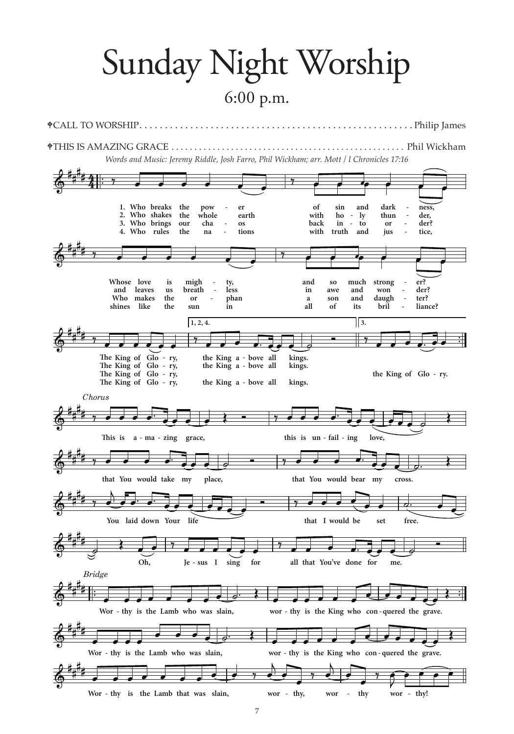# Sunday Night Worship

## 6:00 p.m.

✝CALL TO WORSHIP . . . . . . . . . . . . . . . . . . . . . . . . . . . . . . . . . . . . . . . . . . . . . . . . . . . . . Philip James

✝THIS IS AMAZING GRACE . . . . . . . . . . . . . . . . . . . . . . . . . . . . . . . . . . . . . . . . . . . . . . . . . . Phil Wickham

*Words and Music: Jeremy Riddle, Josh Farro, Phil Wickham; arr. Mott | I Chronicles 17:16*

1. Who breaks the power of sin and darkness,
Whose love is mighty, and so much stronger?
The King of Glory, the King above all kings.

2. Who shakes the whole earth with holy thunder,
and leaves us breathless in awe and wonder?
The King of Glory, the King above all kings.

3. Who brings our chaos back into order?
Who makes the orphan a son and daughter?
The King of Glory, the King of Glory.

4. Who rules the nations with truth and justice,
shines like the sun in all of its brilliance?
The King of Glory, the King above all kings.

*Chorus*

This is amazing grace, this is unfailing love,
that You would take my place, that You would bear my cross.
You laid down Your life that I would be set free.
Oh, Jesus I sing for all that You've done for me.

*Bridge*

Worthy is the Lamb who was slain, worthy is the King who conquered the grave.
Worthy is the Lamb who was slain, worthy is the King who conquered the grave.
Worthy is the Lamb that was slain, worthy, worthy worthy!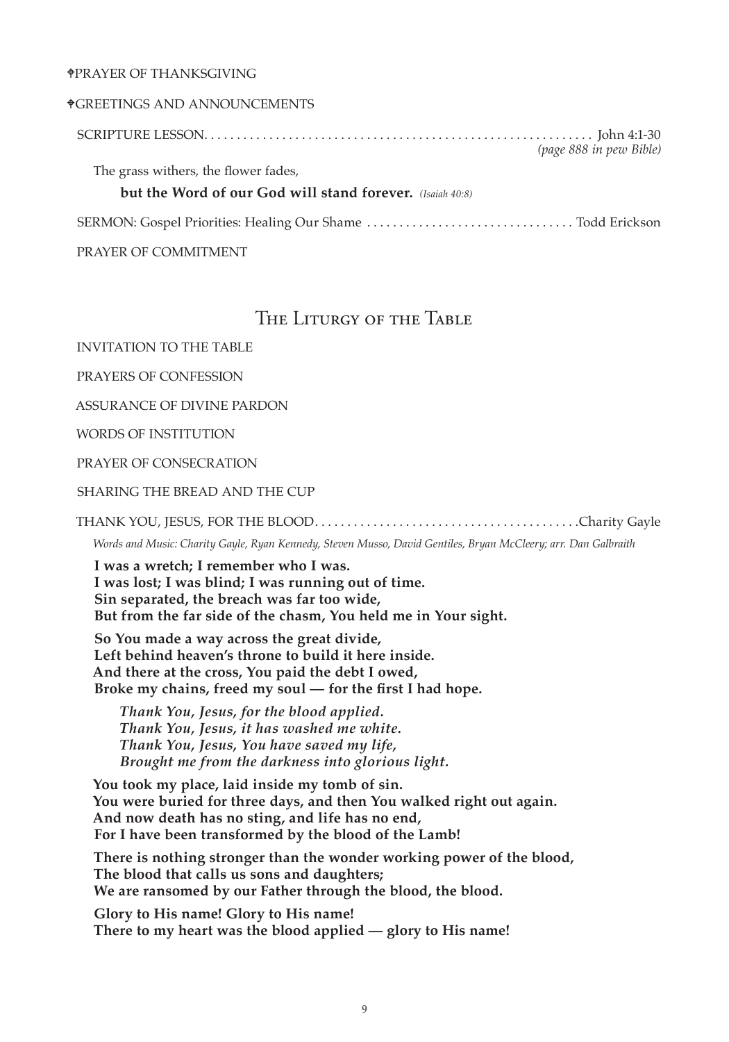✟PRAYER OF THANKSGIVING

✟GREETINGS AND ANNOUNCEMENTS

SCRIPTURE LESSON. . . . . . . . . . . . . . . . . . . . . . . . . . . . . . . . . . . . . . . . . . . . . . . . . . . . . . . . . . . . John 4:1-30
*(page 888 in pew Bible)*

The grass withers, the flower fades,
**but the Word of our God will stand forever.** *(Isaiah 40:8)*

SERMON: Gospel Priorities: Healing Our Shame . . . . . . . . . . . . . . . . . . . . . . . . . . . . . . . . Todd Erickson

PRAYER OF COMMITMENT

## The Liturgy of the Table

INVITATION TO THE TABLE

PRAYERS OF CONFESSION

ASSURANCE OF DIVINE PARDON

WORDS OF INSTITUTION

PRAYER OF CONSECRATION

SHARING THE BREAD AND THE CUP

THANK YOU, JESUS, FOR THE BLOOD. . . . . . . . . . . . . . . . . . . . . . . . . . . . . . . . . . . . . . . . .Charity Gayle
*Words and Music: Charity Gayle, Ryan Kennedy, Steven Musso, David Gentiles, Bryan McCleery; arr. Dan Galbraith*

**I was a wretch; I remember who I was.**
**I was lost; I was blind; I was running out of time.**
**Sin separated, the breach was far too wide,**
**But from the far side of the chasm, You held me in Your sight.**

**So You made a way across the great divide,**
**Left behind heaven's throne to build it here inside.**
**And there at the cross, You paid the debt I owed,**
**Broke my chains, freed my soul — for the first I had hope.**

***Thank You, Jesus, for the blood applied.***
***Thank You, Jesus, it has washed me white.***
***Thank You, Jesus, You have saved my life,***
***Brought me from the darkness into glorious light.***

**You took my place, laid inside my tomb of sin.**
**You were buried for three days, and then You walked right out again.**
**And now death has no sting, and life has no end,**
**For I have been transformed by the blood of the Lamb!**

**There is nothing stronger than the wonder working power of the blood,**
**The blood that calls us sons and daughters;**
**We are ransomed by our Father through the blood, the blood.**

**Glory to His name! Glory to His name!**
**There to my heart was the blood applied — glory to His name!**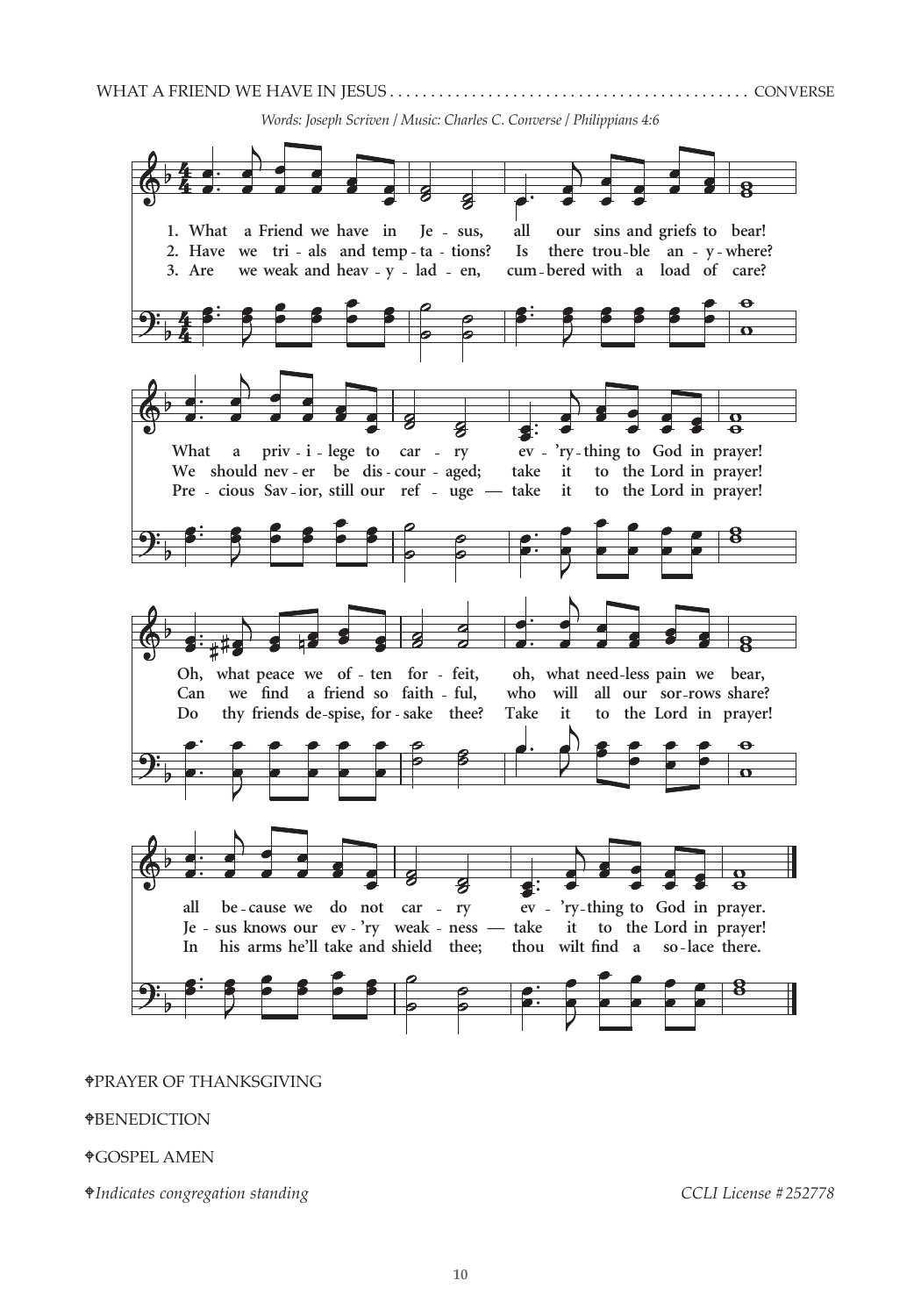WHAT A FRIEND WE HAVE IN JESUS ........................................... CONVERSE

*Words: Joseph Scriven / Music: Charles C. Converse / Philippians 4:6*

**1. What a Friend we have in Jesus, all our sins and griefs to bear! What a privilege to carry everything to God in prayer! Oh, what peace we often forfeit, oh, what needless pain we bear, all because we do not carry everything to God in prayer.**

**2. Have we trials and temptations? Is there trouble anywhere? We should never be discouraged; take it to the Lord in prayer! Can we find a friend so faithful, who will all our sorrows share? Jesus knows our ev'ry weakness — take it to the Lord in prayer!**

**3. Are we weak and heavy-laden, cumbered with a load of care? Precious Savior, still our refuge — take it to the Lord in prayer! Do thy friends despise, forsake thee? Take it to the Lord in prayer! In his arms he'll take and shield thee; thou wilt find a solace there.**

♱PRAYER OF THANKSGIVING

♱BENEDICTION

♱GOSPEL AMEN

♱*Indicates congregation standing* CCLI License #252778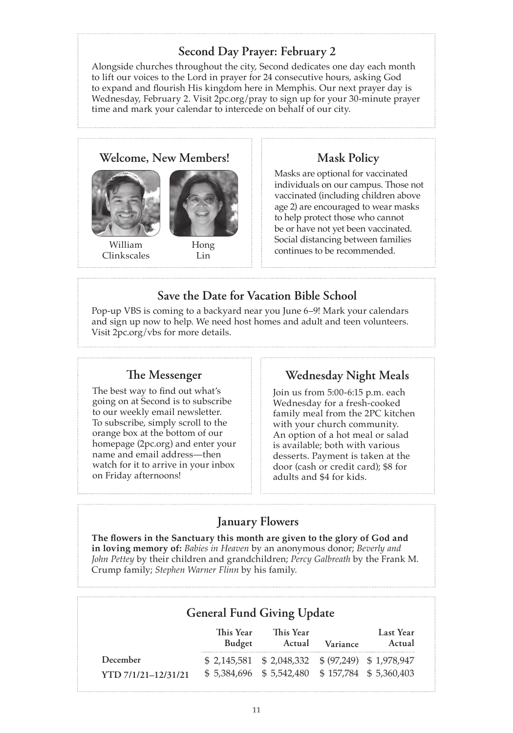## Second Day Prayer: February 2

Alongside churches throughout the city, Second dedicates one day each month to lift our voices to the Lord in prayer for 24 consecutive hours, asking God to expand and flourish His kingdom here in Memphis. Our next prayer day is Wednesday, February 2. Visit 2pc.org/pray to sign up for your 30-minute prayer time and mark your calendar to intercede on behalf of our city.

## Welcome, New Members!

William Clinkscales

Hong Lin

## Mask Policy

Masks are optional for vaccinated individuals on our campus. Those not vaccinated (including children above age 2) are encouraged to wear masks to help protect those who cannot be or have not yet been vaccinated. Social distancing between families continues to be recommended.

## Save the Date for Vacation Bible School

Pop-up VBS is coming to a backyard near you June 6–9! Mark your calendars and sign up now to help. We need host homes and adult and teen volunteers. Visit 2pc.org/vbs for more details.

## The Messenger

The best way to find out what's going on at Second is to subscribe to our weekly email newsletter. To subscribe, simply scroll to the orange box at the bottom of our homepage (2pc.org) and enter your name and email address—then watch for it to arrive in your inbox on Friday afternoons!

## Wednesday Night Meals

Join us from 5:00-6:15 p.m. each Wednesday for a fresh-cooked family meal from the 2PC kitchen with your church community. An option of a hot meal or salad is available; both with various desserts. Payment is taken at the door (cash or credit card); $8 for adults and $4 for kids.

## January Flowers

**The flowers in the Sanctuary this month are given to the glory of God and in loving memory of:** *Babies in Heaven* by an anonymous donor; *Beverly and John Pettey* by their children and grandchildren; *Percy Galbreath* by the Frank M. Crump family; *Stephen Warner Flinn* by his family.

## General Fund Giving Update

| | This Year Budget | This Year Actual | Variance | Last Year Actual |
|---|---|---|---|---|
| **December** | $ 2,145,581 | $ 2,048,332 | $ (97,249) | $ 1,978,947 |
| **YTD 7/1/21–12/31/21** | $ 5,384,696 | $ 5,542,480 | $ 157,784 | $ 5,360,403 |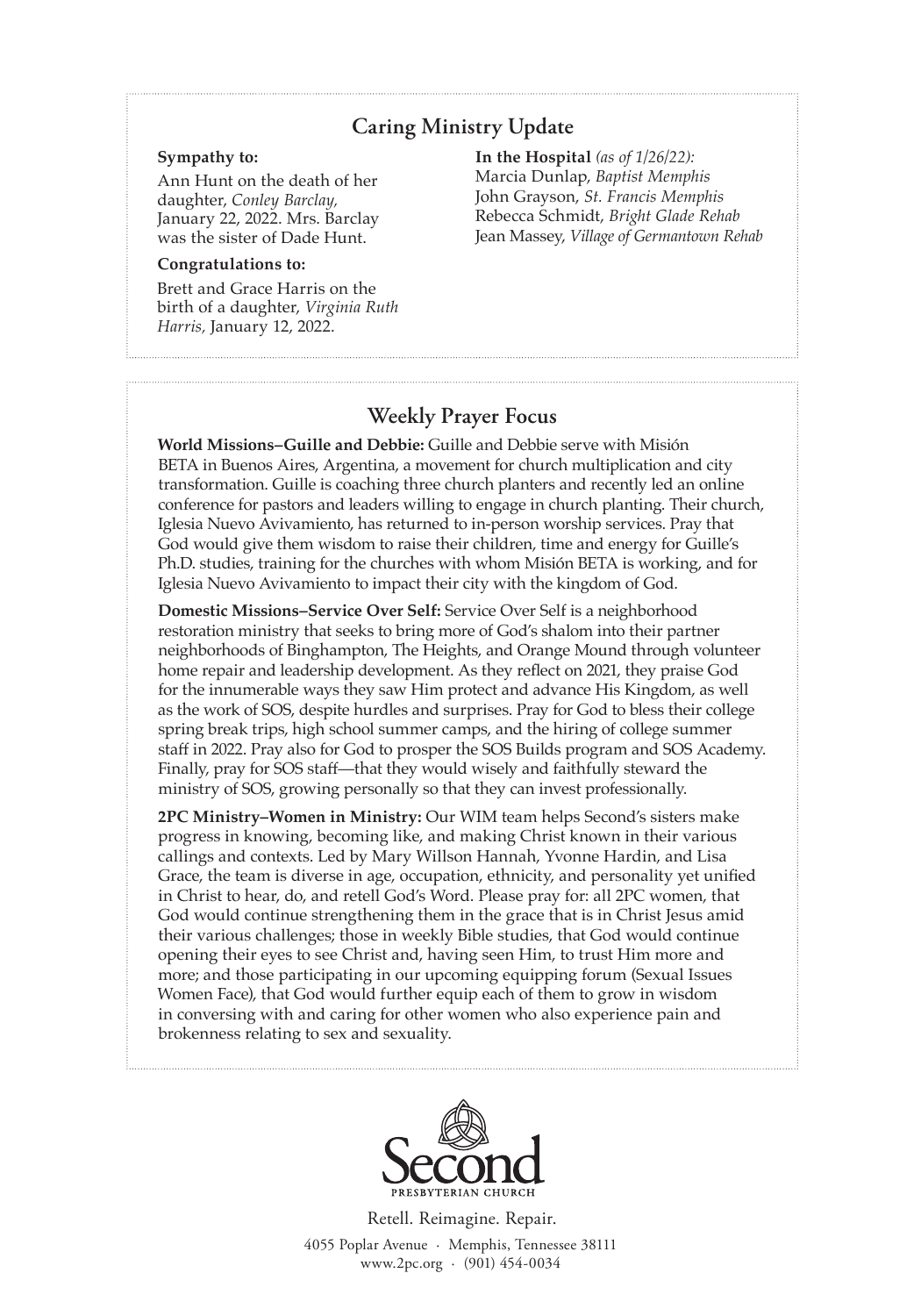## Caring Ministry Update

**Sympathy to:**

Ann Hunt on the death of her daughter, *Conley Barclay,* January 22, 2022. Mrs. Barclay was the sister of Dade Hunt.

**Congratulations to:**

Brett and Grace Harris on the birth of a daughter, *Virginia Ruth Harris,* January 12, 2022.

**In the Hospital** *(as of 1/26/22):*
Marcia Dunlap, *Baptist Memphis*
John Grayson, *St. Francis Memphis*
Rebecca Schmidt, *Bright Glade Rehab*
Jean Massey, *Village of Germantown Rehab*

## Weekly Prayer Focus

**World Missions–Guille and Debbie:** Guille and Debbie serve with Misión BETA in Buenos Aires, Argentina, a movement for church multiplication and city transformation. Guille is coaching three church planters and recently led an online conference for pastors and leaders willing to engage in church planting. Their church, Iglesia Nuevo Avivamiento, has returned to in-person worship services. Pray that God would give them wisdom to raise their children, time and energy for Guille's Ph.D. studies, training for the churches with whom Misión BETA is working, and for Iglesia Nuevo Avivamiento to impact their city with the kingdom of God.

**Domestic Missions–Service Over Self:** Service Over Self is a neighborhood restoration ministry that seeks to bring more of God's shalom into their partner neighborhoods of Binghampton, The Heights, and Orange Mound through volunteer home repair and leadership development. As they reflect on 2021, they praise God for the innumerable ways they saw Him protect and advance His Kingdom, as well as the work of SOS, despite hurdles and surprises. Pray for God to bless their college spring break trips, high school summer camps, and the hiring of college summer staff in 2022. Pray also for God to prosper the SOS Builds program and SOS Academy. Finally, pray for SOS staff—that they would wisely and faithfully steward the ministry of SOS, growing personally so that they can invest professionally.

**2PC Ministry–Women in Ministry:** Our WIM team helps Second's sisters make progress in knowing, becoming like, and making Christ known in their various callings and contexts. Led by Mary Willson Hannah, Yvonne Hardin, and Lisa Grace, the team is diverse in age, occupation, ethnicity, and personality yet unified in Christ to hear, do, and retell God's Word. Please pray for: all 2PC women, that God would continue strengthening them in the grace that is in Christ Jesus amid their various challenges; those in weekly Bible studies, that God would continue opening their eyes to see Christ and, having seen Him, to trust Him more and more; and those participating in our upcoming equipping forum (Sexual Issues Women Face), that God would further equip each of them to grow in wisdom in conversing with and caring for other women who also experience pain and brokenness relating to sex and sexuality.

Second
PRESBYTERIAN CHURCH

Retell. Reimagine. Repair.

4055 Poplar Avenue · Memphis, Tennessee 38111
www.2pc.org · (901) 454-0034